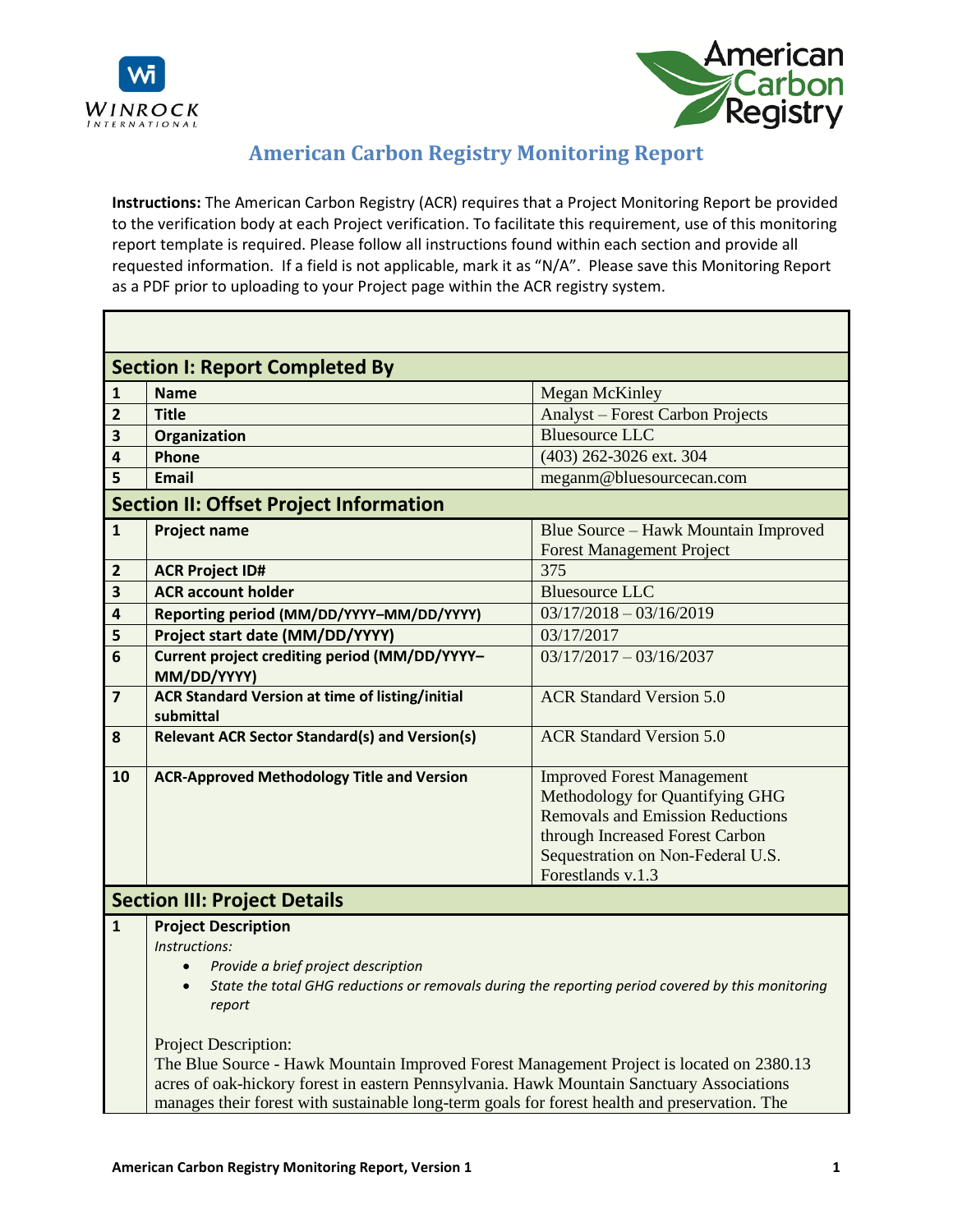# American Carbon Registry Monitoring Report

**Instructions:** The American Carbon Registry (ACR) requires that a Project Monitoring Report be provided to the verification body at each Project verification. To facilitate this requirement, use of this monitoring report template is required. Please follow all instructions found within each section and provide all requested information. If a field is not applicable, mark it as "N/A". Please save this Monitoring Report as a PDF prior to uploading to your Project page within the ACR registry system.

| | | |
|---|---|---|
| **Section I: Report Completed By** | | |
| **1** | **Name** | Megan McKinley |
| **2** | **Title** | Analyst – Forest Carbon Projects |
| **3** | **Organization** | Bluesource LLC |
| **4** | **Phone** | (403) 262-3026 ext. 304 |
| **5** | **Email** | meganm@bluesourcecan.com |
| **Section II: Offset Project Information** | | |
| **1** | **Project name** | Blue Source – Hawk Mountain Improved Forest Management Project |
| **2** | **ACR Project ID#** | 375 |
| **3** | **ACR account holder** | Bluesource LLC |
| **4** | **Reporting period (MM/DD/YYYY–MM/DD/YYYY)** | 03/17/2018 – 03/16/2019 |
| **5** | **Project start date (MM/DD/YYYY)** | 03/17/2017 |
| **6** | **Current project crediting period (MM/DD/YYYY–MM/DD/YYYY)** | 03/17/2017 – 03/16/2037 |
| **7** | **ACR Standard Version at time of listing/initial submittal** | ACR Standard Version 5.0 |
| **8** | **Relevant ACR Sector Standard(s) and Version(s)** | ACR Standard Version 5.0 |
| **10** | **ACR-Approved Methodology Title and Version** | Improved Forest Management Methodology for Quantifying GHG Removals and Emission Reductions through Increased Forest Carbon Sequestration on Non-Federal U.S. Forestlands v.1.3 |
| **Section III: Project Details** | | |
| **1** | **Project Description** | |

*Instructions:*

- *Provide a brief project description*
- *State the total GHG reductions or removals during the reporting period covered by this monitoring report*

Project Description:
The Blue Source - Hawk Mountain Improved Forest Management Project is located on 2380.13 acres of oak-hickory forest in eastern Pennsylvania. Hawk Mountain Sanctuary Associations manages their forest with sustainable long-term goals for forest health and preservation. The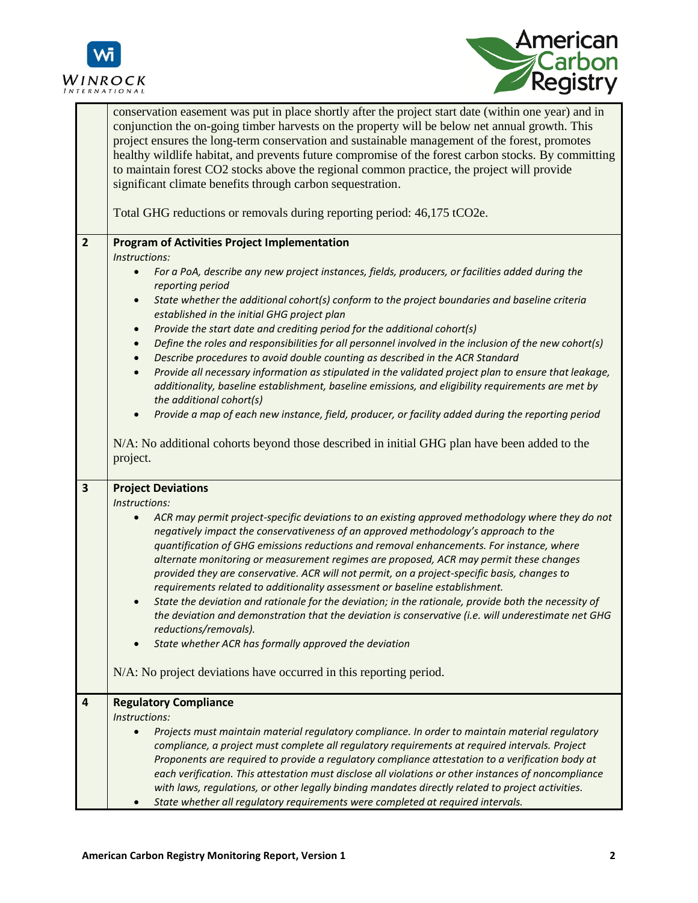| | |
|---|---|
| | conservation easement was put in place shortly after the project start date (within one year) and in conjunction the on-going timber harvests on the property will be below net annual growth. This project ensures the long-term conservation and sustainable management of the forest, promotes healthy wildlife habitat, and prevents future compromise of the forest carbon stocks. By committing to maintain forest $CO_2$ stocks above the regional common practice, the project will provide significant climate benefits through carbon sequestration.<br><br>Total GHG reductions or removals during reporting period: 46,175 $tCO_2e$. |
| **2** | **Program of Activities Project Implementation**<br>*Instructions:*<br>• *For a PoA, describe any new project instances, fields, producers, or facilities added during the reporting period*<br>• *State whether the additional cohort(s) conform to the project boundaries and baseline criteria established in the initial GHG project plan*<br>• *Provide the start date and crediting period for the additional cohort(s)*<br>• *Define the roles and responsibilities for all personnel involved in the inclusion of the new cohort(s)*<br>• *Describe procedures to avoid double counting as described in the ACR Standard*<br>• *Provide all necessary information as stipulated in the validated project plan to ensure that leakage, additionality, baseline establishment, baseline emissions, and eligibility requirements are met by the additional cohort(s)*<br>• *Provide a map of each new instance, field, producer, or facility added during the reporting period*<br><br>N/A: No additional cohorts beyond those described in initial GHG plan have been added to the project. |
| **3** | **Project Deviations**<br>*Instructions:*<br>• *ACR may permit project-specific deviations to an existing approved methodology where they do not negatively impact the conservativeness of an approved methodology's approach to the quantification of GHG emissions reductions and removal enhancements. For instance, where alternate monitoring or measurement regimes are proposed, ACR may permit these changes provided they are conservative. ACR will not permit, on a project-specific basis, changes to requirements related to additionality assessment or baseline establishment.*<br>• *State the deviation and rationale for the deviation; in the rationale, provide both the necessity of the deviation and demonstration that the deviation is conservative (i.e. will underestimate net GHG reductions/removals).*<br>• *State whether ACR has formally approved the deviation*<br><br>N/A: No project deviations have occurred in this reporting period. |
| **4** | **Regulatory Compliance**<br>*Instructions:*<br>• *Projects must maintain material regulatory compliance. In order to maintain material regulatory compliance, a project must complete all regulatory requirements at required intervals. Project Proponents are required to provide a regulatory compliance attestation to a verification body at each verification. This attestation must disclose all violations or other instances of noncompliance with laws, regulations, or other legally binding mandates directly related to project activities.*<br>• *State whether all regulatory requirements were completed at required intervals.* |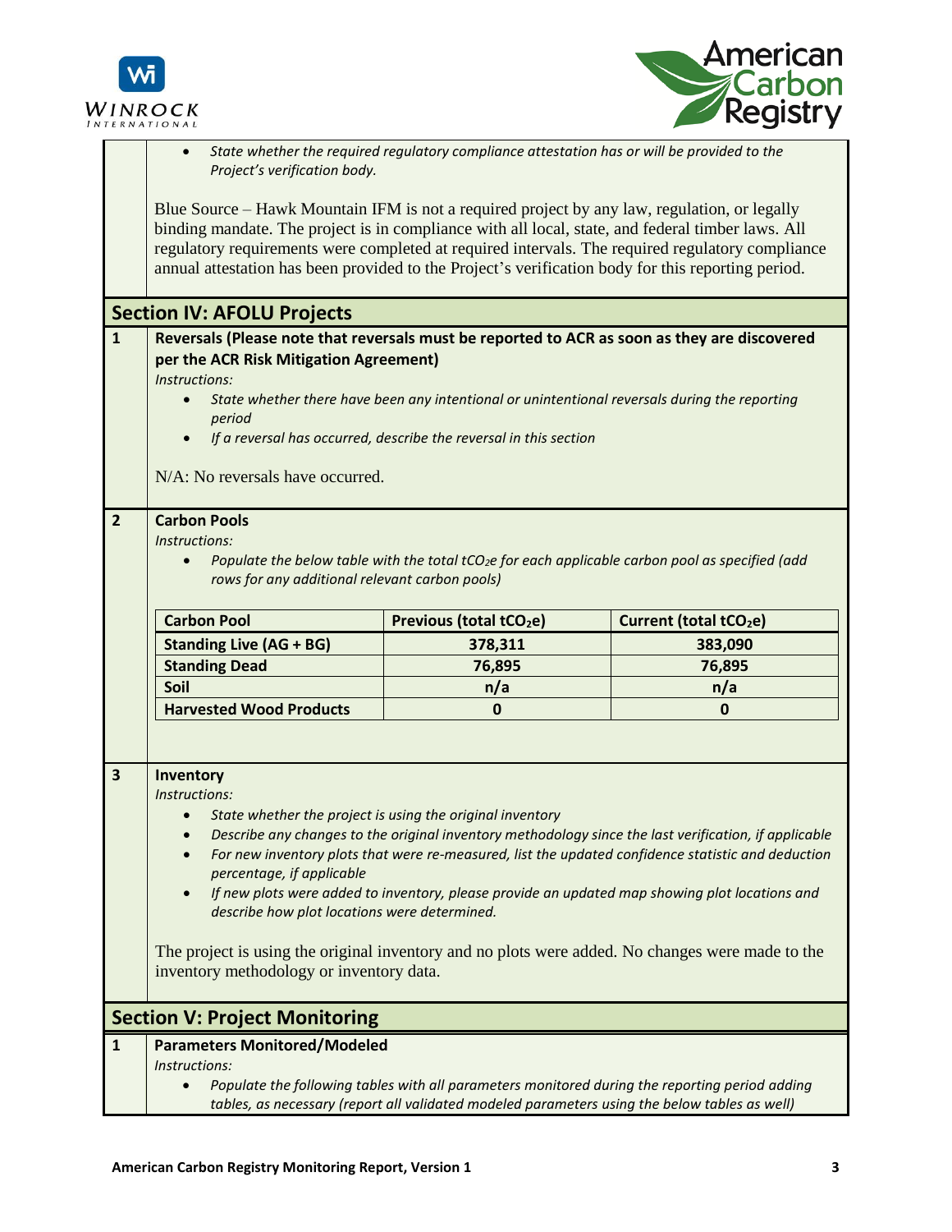- *State whether the required regulatory compliance attestation has or will be provided to the Project's verification body.*

Blue Source – Hawk Mountain IFM is not a required project by any law, regulation, or legally binding mandate. The project is in compliance with all local, state, and federal timber laws. All regulatory requirements were completed at required intervals. The required regulatory compliance annual attestation has been provided to the Project's verification body for this reporting period.

## Section IV: AFOLU Projects

### 1 Reversals (Please note that reversals must be reported to ACR as soon as they are discovered per the ACR Risk Mitigation Agreement)

*Instructions:*

- *State whether there have been any intentional or unintentional reversals during the reporting period*
- *If a reversal has occurred, describe the reversal in this section*

N/A: No reversals have occurred.

### 2 Carbon Pools

*Instructions:*

- *Populate the below table with the total $tCO_2e$ for each applicable carbon pool as specified (add rows for any additional relevant carbon pools)*

| Carbon Pool | Previous (total $tCO_2e$) | Current (total $tCO_2e$) |
|---|---|---|
| **Standing Live (AG + BG)** | **378,311** | **383,090** |
| **Standing Dead** | **76,895** | **76,895** |
| **Soil** | **n/a** | **n/a** |
| **Harvested Wood Products** | **0** | **0** |

### 3 Inventory

*Instructions:*

- *State whether the project is using the original inventory*
- *Describe any changes to the original inventory methodology since the last verification, if applicable*
- *For new inventory plots that were re-measured, list the updated confidence statistic and deduction percentage, if applicable*
- *If new plots were added to inventory, please provide an updated map showing plot locations and describe how plot locations were determined.*

The project is using the original inventory and no plots were added. No changes were made to the inventory methodology or inventory data.

## Section V: Project Monitoring

### 1 Parameters Monitored/Modeled

*Instructions:*

- *Populate the following tables with all parameters monitored during the reporting period adding tables, as necessary (report all validated modeled parameters using the below tables as well)*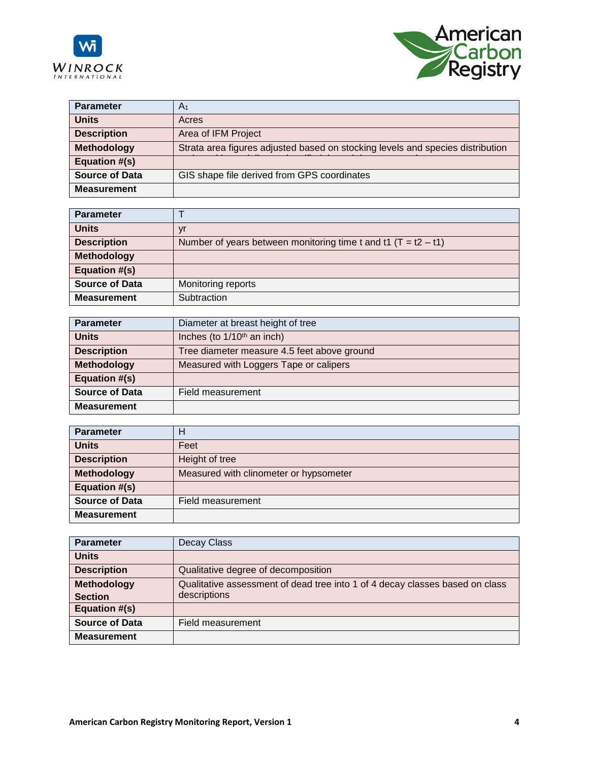| Parameter | $A_1$ |
|---|---|
| Units | Acres |
| Description | Area of IFM Project |
| Methodology | Strata area figures adjusted based on stocking levels and species distribution |
| Equation #(s) | |
| Source of Data | GIS shape file derived from GPS coordinates |
| Measurement | |

| Parameter | T |
|---|---|
| Units | yr |
| Description | Number of years between monitoring time t and t1 (T = t2 – t1) |
| Methodology | |
| Equation #(s) | |
| Source of Data | Monitoring reports |
| Measurement | Subtraction |

| Parameter | Diameter at breast height of tree |
|---|---|
| Units | Inches (to 1/10th an inch) |
| Description | Tree diameter measure 4.5 feet above ground |
| Methodology | Measured with Loggers Tape or calipers |
| Equation #(s) | |
| Source of Data | Field measurement |
| Measurement | |

| Parameter | H |
|---|---|
| Units | Feet |
| Description | Height of tree |
| Methodology | Measured with clinometer or hypsometer |
| Equation #(s) | |
| Source of Data | Field measurement |
| Measurement | |

| Parameter | Decay Class |
|---|---|
| Units | |
| Description | Qualitative degree of decomposition |
| Methodology Section | Qualitative assessment of dead tree into 1 of 4 decay classes based on class descriptions |
| Equation #(s) | |
| Source of Data | Field measurement |
| Measurement | |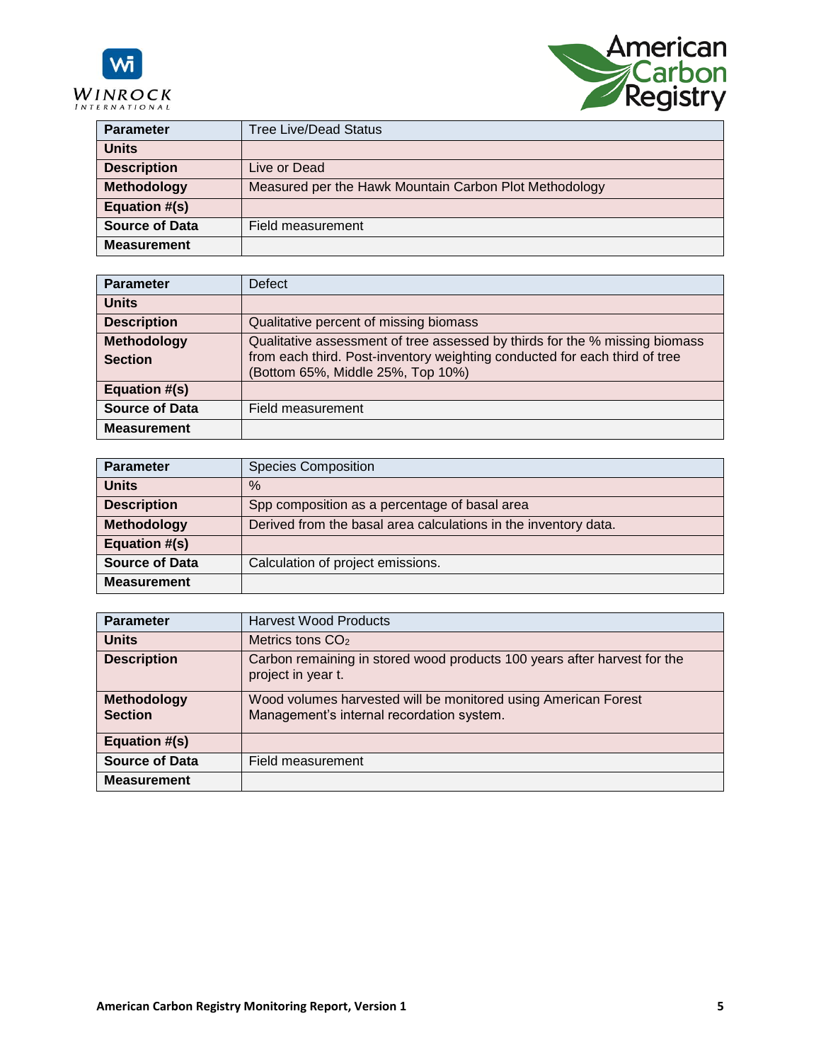| Parameter | Tree Live/Dead Status |
|---|---|
| Units | |
| Description | Live or Dead |
| Methodology | Measured per the Hawk Mountain Carbon Plot Methodology |
| Equation #(s) | |
| Source of Data | Field measurement |
| Measurement | |

| Parameter | Defect |
|---|---|
| Units | |
| Description | Qualitative percent of missing biomass |
| Methodology Section | Qualitative assessment of tree assessed by thirds for the % missing biomass from each third. Post-inventory weighting conducted for each third of tree (Bottom 65%, Middle 25%, Top 10%) |
| Equation #(s) | |
| Source of Data | Field measurement |
| Measurement | |

| Parameter | Species Composition |
|---|---|
| Units | % |
| Description | Spp composition as a percentage of basal area |
| Methodology | Derived from the basal area calculations in the inventory data. |
| Equation #(s) | |
| Source of Data | Calculation of project emissions. |
| Measurement | |

| Parameter | Harvest Wood Products |
|---|---|
| Units | Metrics tons $CO_2$ |
| Description | Carbon remaining in stored wood products 100 years after harvest for the project in year t. |
| Methodology Section | Wood volumes harvested will be monitored using American Forest Management's internal recordation system. |
| Equation #(s) | |
| Source of Data | Field measurement |
| Measurement | |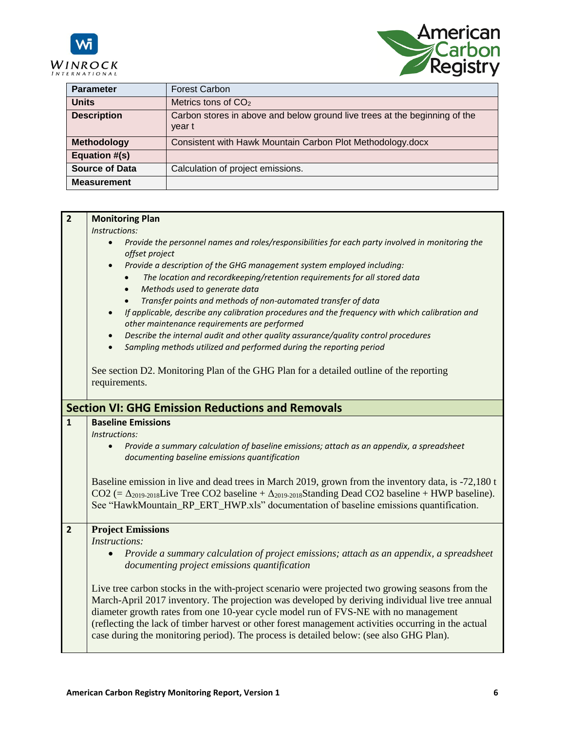| Parameter | Forest Carbon |
| --- | --- |
| Units | Metrics tons of $CO_2$ |
| Description | Carbon stores in above and below ground live trees at the beginning of the year t |
| Methodology | Consistent with Hawk Mountain Carbon Plot Methodology.docx |
| Equation #(s) | |
| Source of Data | Calculation of project emissions. |
| Measurement | |

| | |
| --- | --- |
| **2** | **Monitoring Plan** <br> *Instructions:* <br> • *Provide the personnel names and roles/responsibilities for each party involved in monitoring the offset project* <br> • *Provide a description of the GHG management system employed including:* <br> &nbsp;&nbsp;&nbsp;&nbsp;• *The location and recordkeeping/retention requirements for all stored data* <br> &nbsp;&nbsp;&nbsp;&nbsp;• *Methods used to generate data* <br> &nbsp;&nbsp;&nbsp;&nbsp;• *Transfer points and methods of non-automated transfer of data* <br> • *If applicable, describe any calibration procedures and the frequency with which calibration and other maintenance requirements are performed* <br> • *Describe the internal audit and other quality assurance/quality control procedures* <br> • *Sampling methods utilized and performed during the reporting period* <br><br> See section D2. Monitoring Plan of the GHG Plan for a detailed outline of the reporting requirements. |

## Section VI: GHG Emission Reductions and Removals

| | |
| --- | --- |
| **1** | **Baseline Emissions** <br> *Instructions:* <br> • *Provide a summary calculation of baseline emissions; attach as an appendix, a spreadsheet documenting baseline emissions quantification* <br><br> Baseline emission in live and dead trees in March 2019, grown from the inventory data, is -72,180 t CO2 (= $\Delta_{2019\text{-}2018}$Live Tree CO2 baseline + $\Delta_{2019\text{-}2018}$Standing Dead CO2 baseline + HWP baseline). See "HawkMountain_RP_ERT_HWP.xls" documentation of baseline emissions quantification. |
| **2** | **Project Emissions** <br> *Instructions:* <br> • *Provide a summary calculation of project emissions; attach as an appendix, a spreadsheet documenting project emissions quantification* <br><br> Live tree carbon stocks in the with-project scenario were projected two growing seasons from the March-April 2017 inventory. The projection was developed by deriving individual live tree annual diameter growth rates from one 10-year cycle model run of FVS-NE with no management (reflecting the lack of timber harvest or other forest management activities occurring in the actual case during the monitoring period). The process is detailed below: (see also GHG Plan). |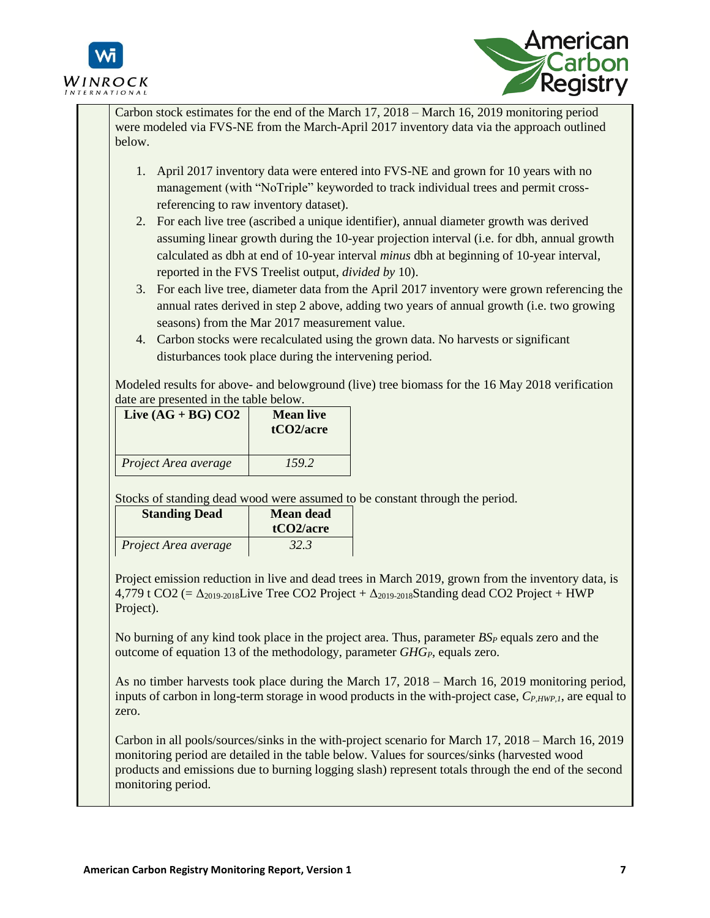Carbon stock estimates for the end of the March 17, 2018 – March 16, 2019 monitoring period were modeled via FVS-NE from the March-April 2017 inventory data via the approach outlined below.

1. April 2017 inventory data were entered into FVS-NE and grown for 10 years with no management (with "NoTriple" keyworded to track individual trees and permit cross-referencing to raw inventory dataset).
2. For each live tree (ascribed a unique identifier), annual diameter growth was derived assuming linear growth during the 10-year projection interval (i.e. for dbh, annual growth calculated as dbh at end of 10-year interval *minus* dbh at beginning of 10-year interval, reported in the FVS Treelist output, *divided by* 10).
3. For each live tree, diameter data from the April 2017 inventory were grown referencing the annual rates derived in step 2 above, adding two years of annual growth (i.e. two growing seasons) from the Mar 2017 measurement value.
4. Carbon stocks were recalculated using the grown data. No harvests or significant disturbances took place during the intervening period.

Modeled results for above- and belowground (live) tree biomass for the 16 May 2018 verification date are presented in the table below.

| **Live (AG + BG) $CO_2$** | **Mean live $tCO_2$/acre** |
|---|---|
| *Project Area average* | *159.2* |

Stocks of standing dead wood were assumed to be constant through the period.

| **Standing Dead** | **Mean dead $tCO_2$/acre** |
|---|---|
| *Project Area average* | *32.3* |

Project emission reduction in live and dead trees in March 2019, grown from the inventory data, is 4,779 t $CO_2$ (= $\Delta_{2019\text{-}2018}$Live Tree $CO_2$ Project + $\Delta_{2019\text{-}2018}$Standing dead $CO_2$ Project + HWP Project).

No burning of any kind took place in the project area. Thus, parameter $BS_P$ equals zero and the outcome of equation 13 of the methodology, parameter $GHG_P$, equals zero.

As no timber harvests took place during the March 17, 2018 – March 16, 2019 monitoring period, inputs of carbon in long-term storage in wood products in the with-project case, $C_{P,HWP,1}$, are equal to zero.

Carbon in all pools/sources/sinks in the with-project scenario for March 17, 2018 – March 16, 2019 monitoring period are detailed in the table below. Values for sources/sinks (harvested wood products and emissions due to burning logging slash) represent totals through the end of the second monitoring period.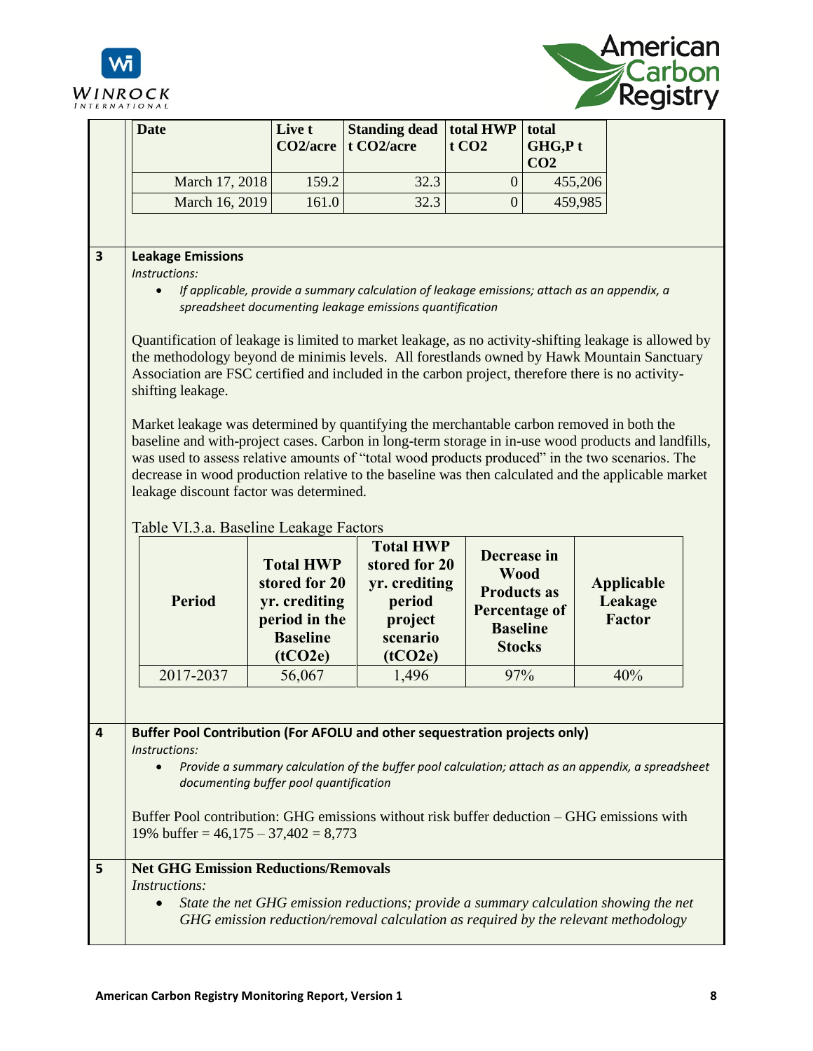| Date | Live t $CO_2$/acre | Standing dead t $CO_2$/acre | total HWP t $CO_2$ | total GHG,P t $CO_2$ |
|---|---|---|---|---|
| March 17, 2018 | 159.2 | 32.3 | 0 | 455,206 |
| March 16, 2019 | 161.0 | 32.3 | 0 | 459,985 |

**3 Leakage Emissions**

*Instructions:*

- *If applicable, provide a summary calculation of leakage emissions; attach as an appendix, a spreadsheet documenting leakage emissions quantification*

Quantification of leakage is limited to market leakage, as no activity-shifting leakage is allowed by the methodology beyond de minimis levels. All forestlands owned by Hawk Mountain Sanctuary Association are FSC certified and included in the carbon project, therefore there is no activity-shifting leakage.

Market leakage was determined by quantifying the merchantable carbon removed in both the baseline and with-project cases. Carbon in long-term storage in in-use wood products and landfills, was used to assess relative amounts of "total wood products produced" in the two scenarios. The decrease in wood production relative to the baseline was then calculated and the applicable market leakage discount factor was determined.

Table VI.3.a. Baseline Leakage Factors

| Period | Total HWP stored for 20 yr. crediting period in the Baseline ($tCO_2e$) | Total HWP stored for 20 yr. crediting period project scenario ($tCO_2e$) | Decrease in Wood Products as Percentage of Baseline Stocks | Applicable Leakage Factor |
|---|---|---|---|---|
| 2017-2037 | 56,067 | 1,496 | 97% | 40% |

**4 Buffer Pool Contribution (For AFOLU and other sequestration projects only)**

*Instructions:*

- *Provide a summary calculation of the buffer pool calculation; attach as an appendix, a spreadsheet documenting buffer pool quantification*

Buffer Pool contribution: GHG emissions without risk buffer deduction – GHG emissions with 19% buffer = 46,175 – 37,402 = 8,773

**5 Net GHG Emission Reductions/Removals**

*Instructions:*

- *State the net GHG emission reductions; provide a summary calculation showing the net GHG emission reduction/removal calculation as required by the relevant methodology*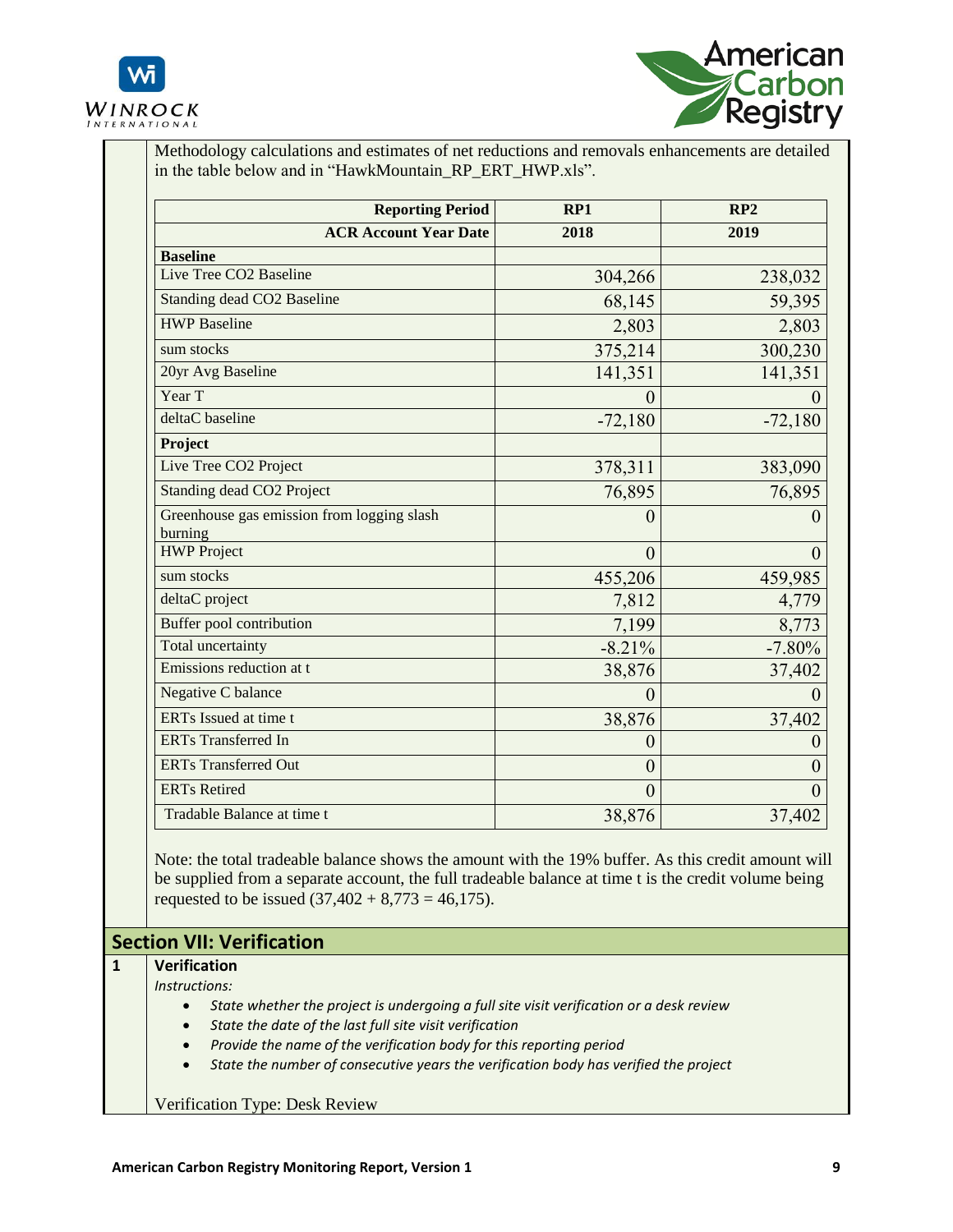Methodology calculations and estimates of net reductions and removals enhancements are detailed in the table below and in "HawkMountain_RP_ERT_HWP.xls".

| Reporting Period | RP1 | RP2 |
|---|---|---|
| ACR Account Year Date | 2018 | 2019 |
| **Baseline** | | |
| Live Tree CO2 Baseline | 304,266 | 238,032 |
| Standing dead CO2 Baseline | 68,145 | 59,395 |
| HWP Baseline | 2,803 | 2,803 |
| sum stocks | 375,214 | 300,230 |
| 20yr Avg Baseline | 141,351 | 141,351 |
| Year T | 0 | 0 |
| deltaC baseline | -72,180 | -72,180 |
| **Project** | | |
| Live Tree CO2 Project | 378,311 | 383,090 |
| Standing dead CO2 Project | 76,895 | 76,895 |
| Greenhouse gas emission from logging slash burning | 0 | 0 |
| HWP Project | 0 | 0 |
| sum stocks | 455,206 | 459,985 |
| deltaC project | 7,812 | 4,779 |
| Buffer pool contribution | 7,199 | 8,773 |
| Total uncertainty | -8.21% | -7.80% |
| Emissions reduction at t | 38,876 | 37,402 |
| Negative C balance | 0 | 0 |
| ERTs Issued at time t | 38,876 | 37,402 |
| ERTs Transferred In | 0 | 0 |
| ERTs Transferred Out | 0 | 0 |
| ERTs Retired | 0 | 0 |
| Tradable Balance at time t | 38,876 | 37,402 |

Note: the total tradeable balance shows the amount with the 19% buffer. As this credit amount will be supplied from a separate account, the full tradeable balance at time t is the credit volume being requested to be issued (37,402 + 8,773 = 46,175).

## Section VII: Verification

### 1 Verification

*Instructions:*

- *State whether the project is undergoing a full site visit verification or a desk review*
- *State the date of the last full site visit verification*
- *Provide the name of the verification body for this reporting period*
- *State the number of consecutive years the verification body has verified the project*

Verification Type: Desk Review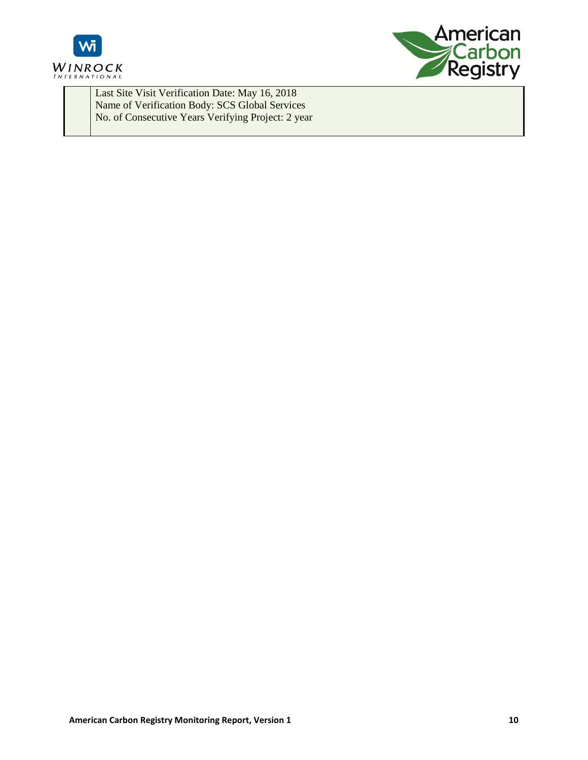Last Site Visit Verification Date: May 16, 2018
Name of Verification Body: SCS Global Services
No. of Consecutive Years Verifying Project: 2 year